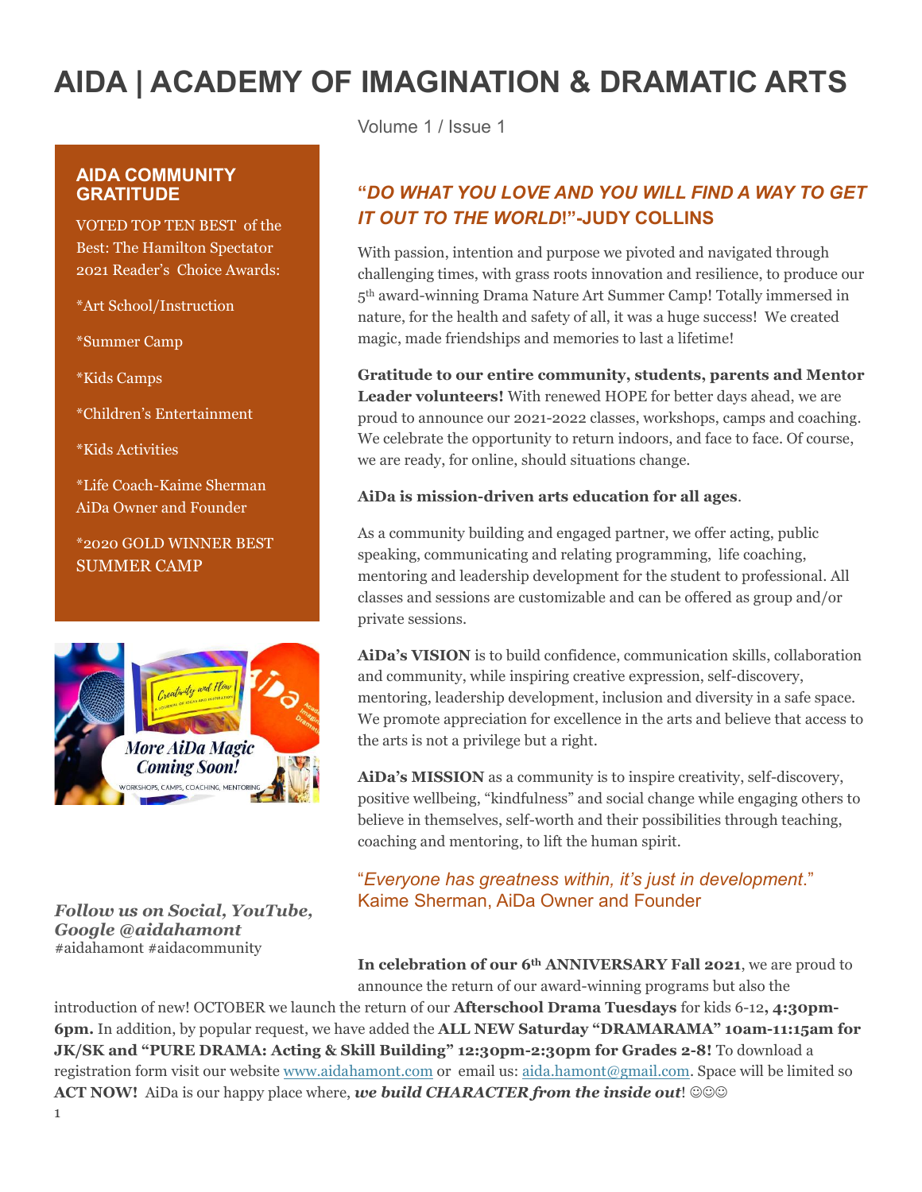# AIDA | ACADEMY OF IMAGINATION & DRAMATIC ARTS

Volume 1 / Issue 1

### AIDA COMMUNITY GRATITUDE

VOTED TOP TEN BEST of the Best: The Hamilton Spectator 2021 Reader's Choice Awards:

*Art School/Instruction

*Summer Camp

*Kids Camps

*Children's Entertainment

*Kids Activities

*Life Coach-Kaime Sherman AiDa Owner and Founder

*2020 GOLD WINNER BEST SUMMER CAMP

***Follow us on Social, YouTube, Google @aidahamont***
#aidahamont #aidacommunity

## "*DO WHAT YOU LOVE AND YOU WILL FIND A WAY TO GET IT OUT TO THE WORLD*!"-JUDY COLLINS

With passion, intention and purpose we pivoted and navigated through challenging times, with grass roots innovation and resilience, to produce our 5th award-winning Drama Nature Art Summer Camp! Totally immersed in nature, for the health and safety of all, it was a huge success! We created magic, made friendships and memories to last a lifetime!

**Gratitude to our entire community, students, parents and Mentor Leader volunteers!** With renewed HOPE for better days ahead, we are proud to announce our 2021-2022 classes, workshops, camps and coaching. We celebrate the opportunity to return indoors, and face to face. Of course, we are ready, for online, should situations change.

**AiDa is mission-driven arts education for all ages**.

As a community building and engaged partner, we offer acting, public speaking, communicating and relating programming, life coaching, mentoring and leadership development for the student to professional. All classes and sessions are customizable and can be offered as group and/or private sessions.

**AiDa's VISION** is to build confidence, communication skills, collaboration and community, while inspiring creative expression, self-discovery, mentoring, leadership development, inclusion and diversity in a safe space. We promote appreciation for excellence in the arts and believe that access to the arts is not a privilege but a right.

**AiDa's MISSION** as a community is to inspire creativity, self-discovery, positive wellbeing, "kindfulness" and social change while engaging others to believe in themselves, self-worth and their possibilities through teaching, coaching and mentoring, to lift the human spirit.

"*Everyone has greatness within, it's just in development*." Kaime Sherman, AiDa Owner and Founder

**In celebration of our 6th ANNIVERSARY Fall 2021**, we are proud to announce the return of our award-winning programs but also the introduction of new! OCTOBER we launch the return of our **Afterschool Drama Tuesdays** for kids 6-12**, 4:30pm-6pm.** In addition, by popular request, we have added the **ALL NEW Saturday "DRAMARAMA" 10am-11:15am for JK/SK and "PURE DRAMA: Acting & Skill Building" 12:30pm-2:30pm for Grades 2-8!** To download a registration form visit our website www.aidahamont.com or email us: aida.hamont@gmail.com. Space will be limited so **ACT NOW!** AiDa is our happy place where, ***we build CHARACTER from the inside out***! ☺☺☺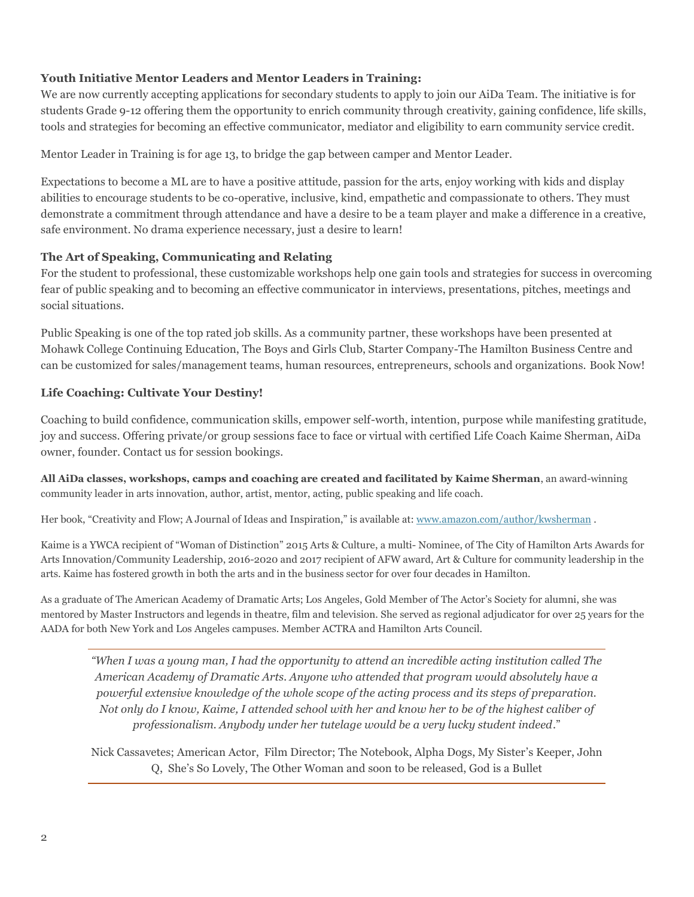**Youth Initiative Mentor Leaders and Mentor Leaders in Training:**

We are now currently accepting applications for secondary students to apply to join our AiDa Team. The initiative is for students Grade 9-12 offering them the opportunity to enrich community through creativity, gaining confidence, life skills, tools and strategies for becoming an effective communicator, mediator and eligibility to earn community service credit.

Mentor Leader in Training is for age 13, to bridge the gap between camper and Mentor Leader.

Expectations to become a ML are to have a positive attitude, passion for the arts, enjoy working with kids and display abilities to encourage students to be co-operative, inclusive, kind, empathetic and compassionate to others. They must demonstrate a commitment through attendance and have a desire to be a team player and make a difference in a creative, safe environment. No drama experience necessary, just a desire to learn!

**The Art of Speaking, Communicating and Relating**

For the student to professional, these customizable workshops help one gain tools and strategies for success in overcoming fear of public speaking and to becoming an effective communicator in interviews, presentations, pitches, meetings and social situations.

Public Speaking is one of the top rated job skills. As a community partner, these workshops have been presented at Mohawk College Continuing Education, The Boys and Girls Club, Starter Company-The Hamilton Business Centre and can be customized for sales/management teams, human resources, entrepreneurs, schools and organizations. Book Now!

**Life Coaching: Cultivate Your Destiny!**

Coaching to build confidence, communication skills, empower self-worth, intention, purpose while manifesting gratitude, joy and success. Offering private/or group sessions face to face or virtual with certified Life Coach Kaime Sherman, AiDa owner, founder. Contact us for session bookings.

**All AiDa classes, workshops, camps and coaching are created and facilitated by Kaime Sherman**, an award-winning community leader in arts innovation, author, artist, mentor, acting, public speaking and life coach.

Her book, "Creativity and Flow; A Journal of Ideas and Inspiration," is available at: www.amazon.com/author/kwsherman .

Kaime is a YWCA recipient of "Woman of Distinction" 2015 Arts & Culture, a multi- Nominee, of The City of Hamilton Arts Awards for Arts Innovation/Community Leadership, 2016-2020 and 2017 recipient of AFW award, Art & Culture for community leadership in the arts. Kaime has fostered growth in both the arts and in the business sector for over four decades in Hamilton.

As a graduate of The American Academy of Dramatic Arts; Los Angeles, Gold Member of The Actor's Society for alumni, she was mentored by Master Instructors and legends in theatre, film and television. She served as regional adjudicator for over 25 years for the AADA for both New York and Los Angeles campuses. Member ACTRA and Hamilton Arts Council.

---

*"When I was a young man, I had the opportunity to attend an incredible acting institution called The American Academy of Dramatic Arts. Anyone who attended that program would absolutely have a powerful extensive knowledge of the whole scope of the acting process and its steps of preparation. Not only do I know, Kaime, I attended school with her and know her to be of the highest caliber of professionalism. Anybody under her tutelage would be a very lucky student indeed*."

Nick Cassavetes; American Actor, Film Director; The Notebook, Alpha Dogs, My Sister's Keeper, John Q, She's So Lovely, The Other Woman and soon to be released, God is a Bullet

---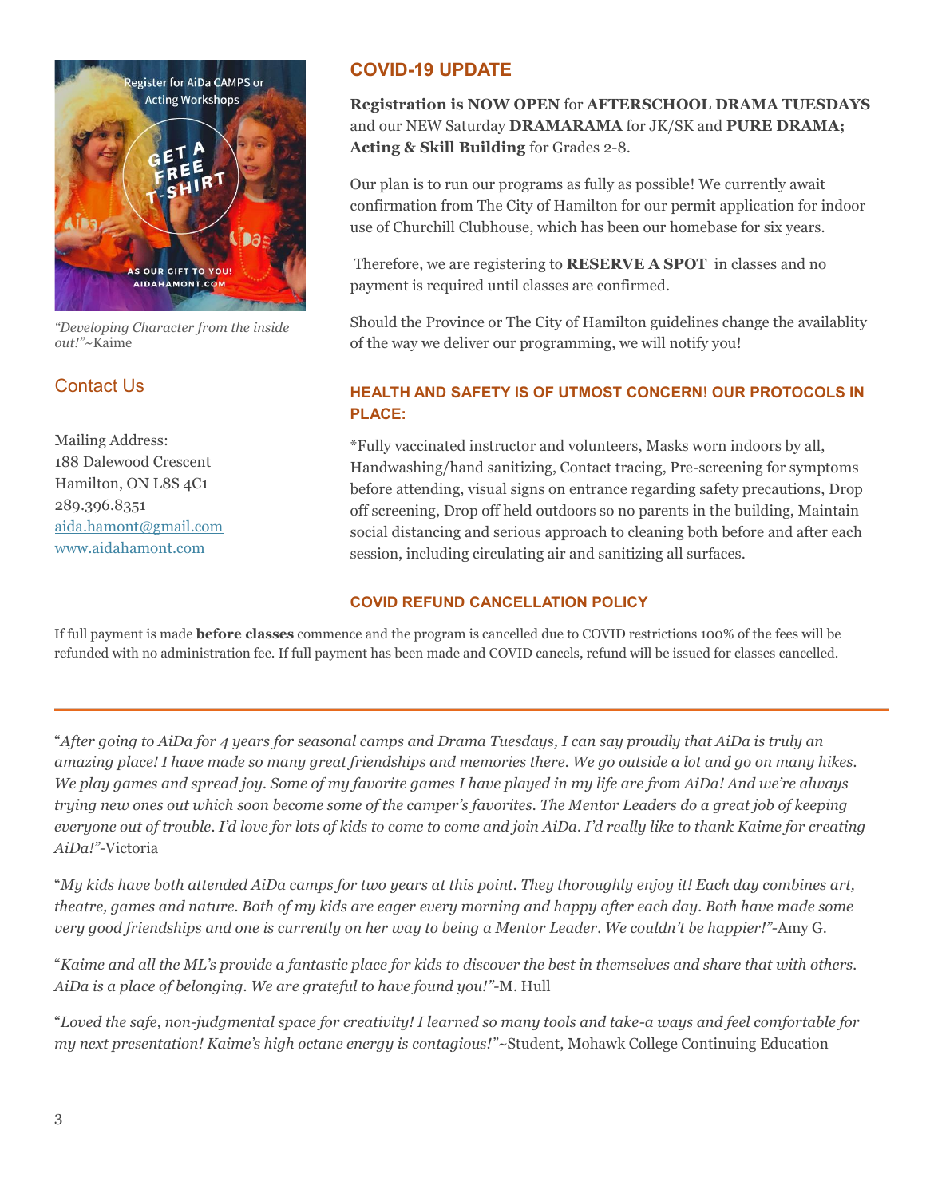*"Developing Character from the inside out!"*~Kaime

## Contact Us

Mailing Address:
188 Dalewood Crescent
Hamilton, ON L8S 4C1
289.396.8351
aida.hamont@gmail.com
www.aidahamont.com

## COVID-19 UPDATE

**Registration is NOW OPEN** for **AFTERSCHOOL DRAMA TUESDAYS** and our NEW Saturday **DRAMARAMA** for JK/SK and **PURE DRAMA; Acting & Skill Building** for Grades 2-8.

Our plan is to run our programs as fully as possible! We currently await confirmation from The City of Hamilton for our permit application for indoor use of Churchill Clubhouse, which has been our homebase for six years.

Therefore, we are registering to **RESERVE A SPOT** in classes and no payment is required until classes are confirmed.

Should the Province or The City of Hamilton guidelines change the availablity of the way we deliver our programming, we will notify you!

### HEALTH AND SAFETY IS OF UTMOST CONCERN! OUR PROTOCOLS IN PLACE:

*Fully vaccinated instructor and volunteers, Masks worn indoors by all, Handwashing/hand sanitizing, Contact tracing, Pre-screening for symptoms before attending, visual signs on entrance regarding safety precautions, Drop off screening, Drop off held outdoors so no parents in the building, Maintain social distancing and serious approach to cleaning both before and after each session, including circulating air and sanitizing all surfaces.

### COVID REFUND CANCELLATION POLICY

If full payment is made **before classes** commence and the program is cancelled due to COVID restrictions 100% of the fees will be refunded with no administration fee. If full payment has been made and COVID cancels, refund will be issued for classes cancelled.

---

"*After going to AiDa for 4 years for seasonal camps and Drama Tuesdays, I can say proudly that AiDa is truly an amazing place! I have made so many great friendships and memories there. We go outside a lot and go on many hikes. We play games and spread joy. Some of my favorite games I have played in my life are from AiDa! And we're always trying new ones out which soon become some of the camper's favorites. The Mentor Leaders do a great job of keeping everyone out of trouble. I'd love for lots of kids to come to come and join AiDa. I'd really like to thank Kaime for creating AiDa!"*-Victoria

"*My kids have both attended AiDa camps for two years at this point. They thoroughly enjoy it! Each day combines art, theatre, games and nature. Both of my kids are eager every morning and happy after each day. Both have made some very good friendships and one is currently on her way to being a Mentor Leader. We couldn't be happier!"*-Amy G.

"*Kaime and all the ML's provide a fantastic place for kids to discover the best in themselves and share that with others. AiDa is a place of belonging. We are grateful to have found you!"*-M. Hull

"*Loved the safe, non-judgmental space for creativity! I learned so many tools and take-a ways and feel comfortable for my next presentation! Kaime's high octane energy is contagious!"*~Student, Mohawk College Continuing Education